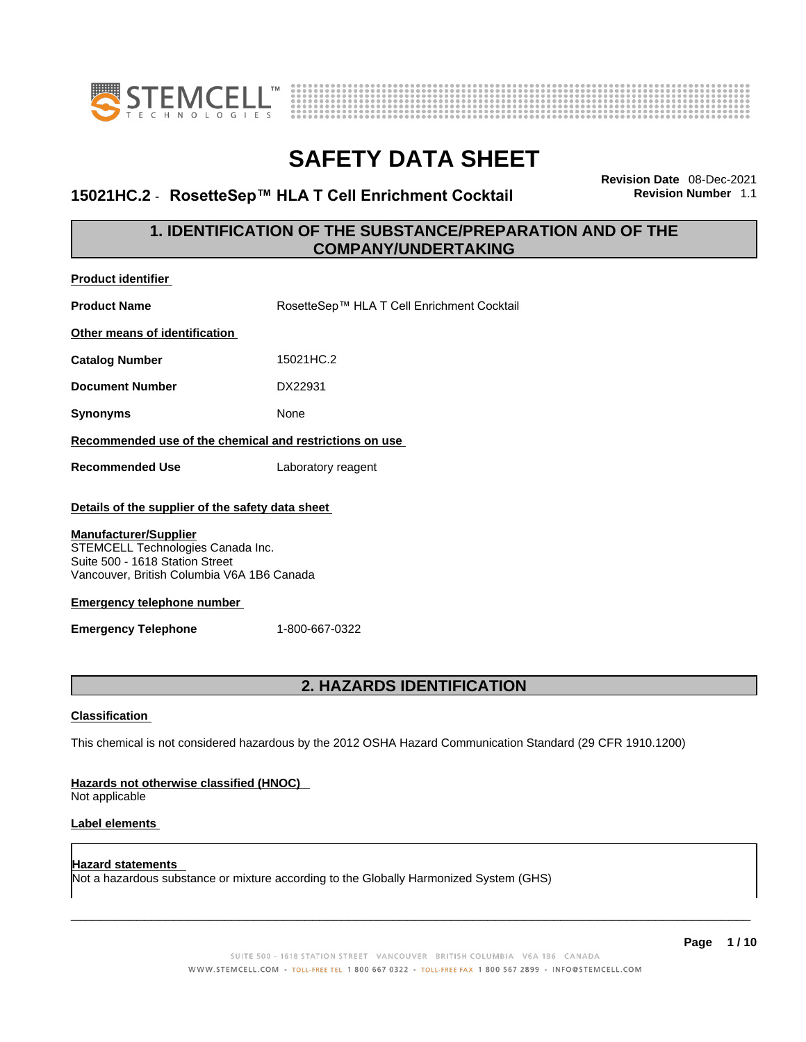# SAFETY DATA SHEET

**15021HC.2 - RosetteSep™ HLA T Cell Enrichment Cocktail**

**Revision Date** 08-Dec-2021
**Revision Number** 1.1

## 1. IDENTIFICATION OF THE SUBSTANCE/PREPARATION AND OF THE COMPANY/UNDERTAKING

**Product identifier**

**Product Name** RosetteSep™ HLA T Cell Enrichment Cocktail

**Other means of identification**

**Catalog Number** 15021HC.2

**Document Number** DX22931

**Synonyms** None

**Recommended use of the chemical and restrictions on use**

**Recommended Use** Laboratory reagent

**Details of the supplier of the safety data sheet**

**Manufacturer/Supplier**
STEMCELL Technologies Canada Inc.
Suite 500 - 1618 Station Street
Vancouver, British Columbia V6A 1B6 Canada

**Emergency telephone number**

**Emergency Telephone** 1-800-667-0322

## 2. HAZARDS IDENTIFICATION

**Classification**

This chemical is not considered hazardous by the 2012 OSHA Hazard Communication Standard (29 CFR 1910.1200)

**Hazards not otherwise classified (HNOC)**
Not applicable

**Label elements**

**Hazard statements**
Not a hazardous substance or mixture according to the Globally Harmonized System (GHS)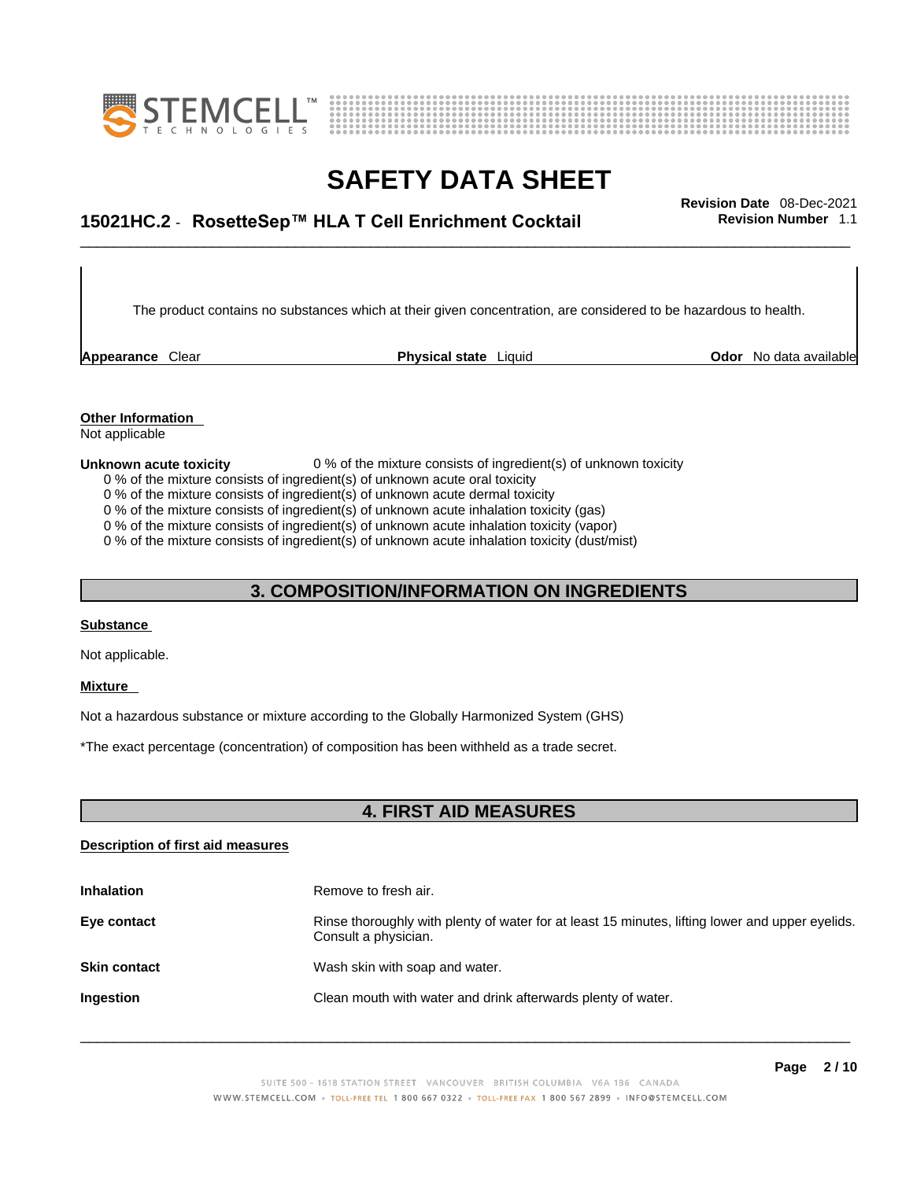The product contains no substances which at their given concentration, are considered to be hazardous to health.

| **Appearance** Clear | **Physical state** Liquid | **Odor** No data available |
|---|---|---|

**Other Information**
Not applicable

**Unknown acute toxicity** 0 % of the mixture consists of ingredient(s) of unknown toxicity

0 % of the mixture consists of ingredient(s) of unknown acute oral toxicity
0 % of the mixture consists of ingredient(s) of unknown acute dermal toxicity
0 % of the mixture consists of ingredient(s) of unknown acute inhalation toxicity (gas)
0 % of the mixture consists of ingredient(s) of unknown acute inhalation toxicity (vapor)
0 % of the mixture consists of ingredient(s) of unknown acute inhalation toxicity (dust/mist)

## 3. COMPOSITION/INFORMATION ON INGREDIENTS

**Substance**

Not applicable.

**Mixture**

Not a hazardous substance or mixture according to the Globally Harmonized System (GHS)

*The exact percentage (concentration) of composition has been withheld as a trade secret.

## 4. FIRST AID MEASURES

**Description of first aid measures**

| | |
|---|---|
| **Inhalation** | Remove to fresh air. |
| **Eye contact** | Rinse thoroughly with plenty of water for at least 15 minutes, lifting lower and upper eyelids. Consult a physician. |
| **Skin contact** | Wash skin with soap and water. |
| **Ingestion** | Clean mouth with water and drink afterwards plenty of water. |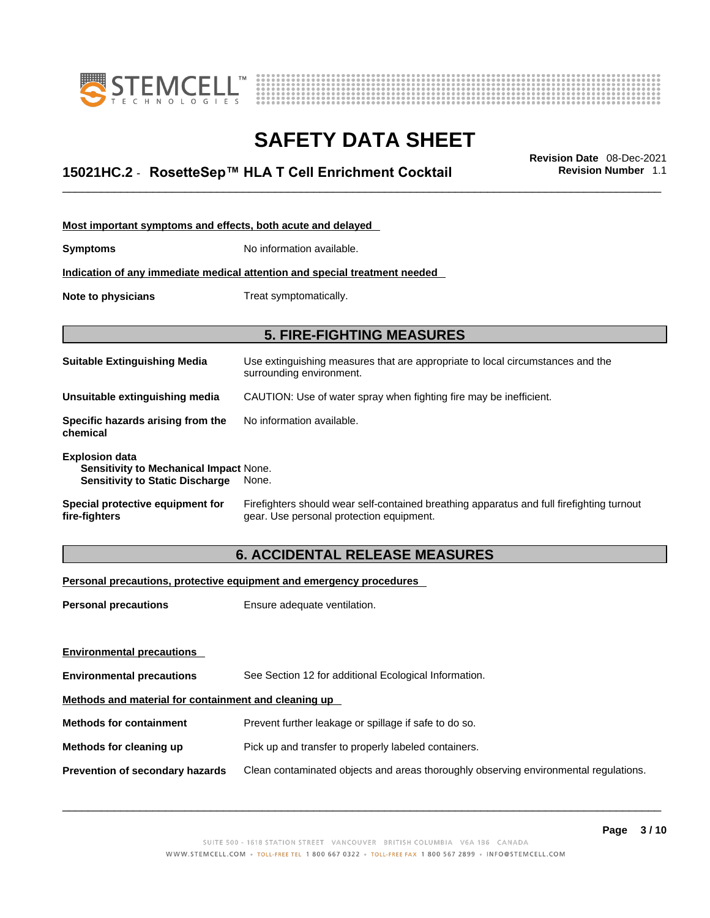**Most important symptoms and effects, both acute and delayed**

**Symptoms** No information available.

**Indication of any immediate medical attention and special treatment needed**

**Note to physicians** Treat symptomatically.

## 5. FIRE-FIGHTING MEASURES

**Suitable Extinguishing Media** Use extinguishing measures that are appropriate to local circumstances and the surrounding environment.

**Unsuitable extinguishing media** CAUTION: Use of water spray when fighting fire may be inefficient.

**Specific hazards arising from the chemical** No information available.

**Explosion data**
**Sensitivity to Mechanical Impact** None.
**Sensitivity to Static Discharge** None.

**Special protective equipment for fire-fighters** Firefighters should wear self-contained breathing apparatus and full firefighting turnout gear. Use personal protection equipment.

## 6. ACCIDENTAL RELEASE MEASURES

**Personal precautions, protective equipment and emergency procedures**

**Personal precautions** Ensure adequate ventilation.

**Environmental precautions**

**Environmental precautions** See Section 12 for additional Ecological Information.

**Methods and material for containment and cleaning up**

**Methods for containment** Prevent further leakage or spillage if safe to do so.

**Methods for cleaning up** Pick up and transfer to properly labeled containers.

**Prevention of secondary hazards** Clean contaminated objects and areas thoroughly observing environmental regulations.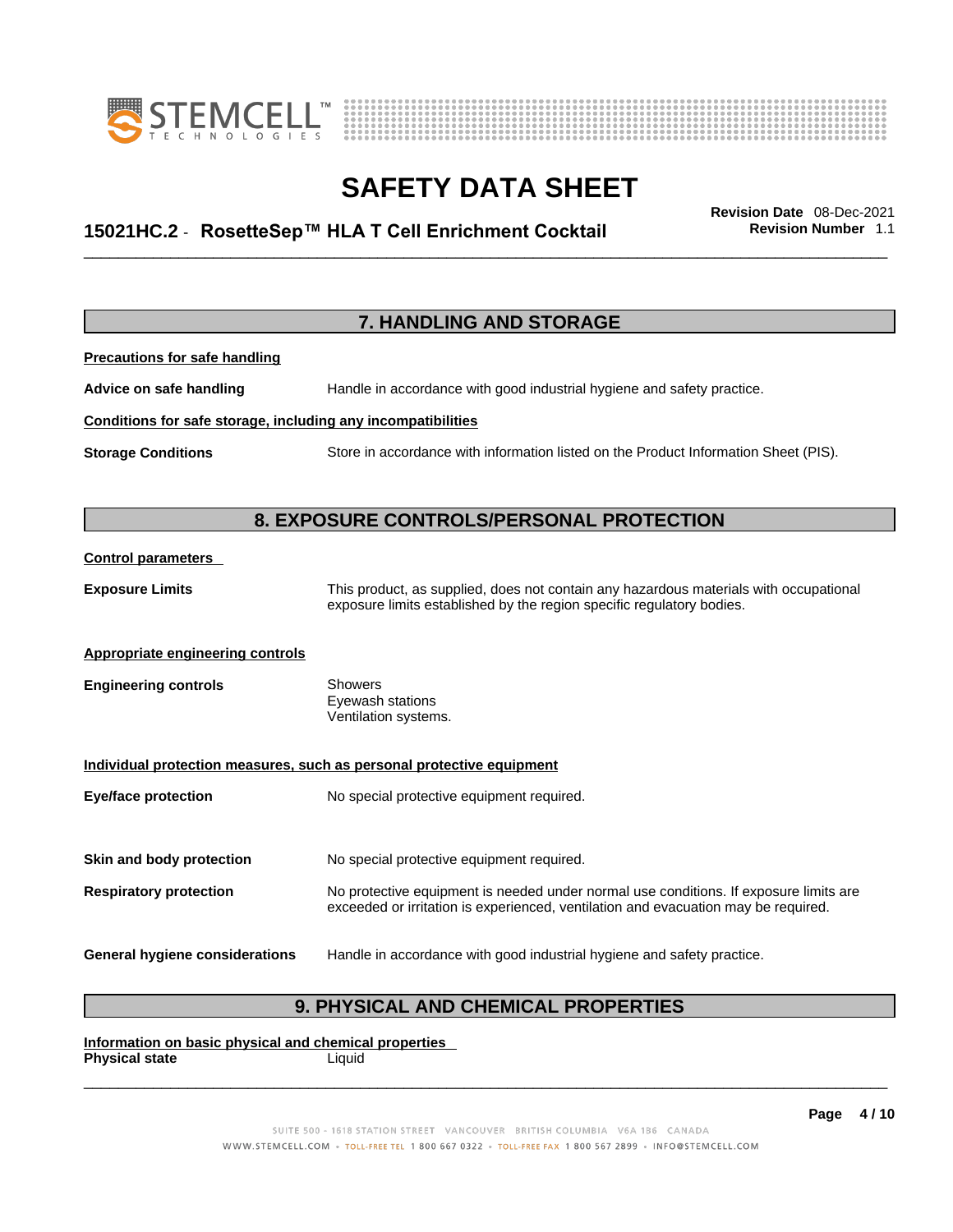## 7. HANDLING AND STORAGE

**Precautions for safe handling**

**Advice on safe handling** Handle in accordance with good industrial hygiene and safety practice.

**Conditions for safe storage, including any incompatibilities**

**Storage Conditions** Store in accordance with information listed on the Product Information Sheet (PIS).

## 8. EXPOSURE CONTROLS/PERSONAL PROTECTION

**Control parameters**

**Exposure Limits** This product, as supplied, does not contain any hazardous materials with occupational exposure limits established by the region specific regulatory bodies.

**Appropriate engineering controls**

**Engineering controls** Showers
Eyewash stations
Ventilation systems.

**Individual protection measures, such as personal protective equipment**

**Eye/face protection** No special protective equipment required.

**Skin and body protection** No special protective equipment required.

**Respiratory protection** No protective equipment is needed under normal use conditions. If exposure limits are exceeded or irritation is experienced, ventilation and evacuation may be required.

**General hygiene considerations** Handle in accordance with good industrial hygiene and safety practice.

## 9. PHYSICAL AND CHEMICAL PROPERTIES

**Information on basic physical and chemical properties**

**Physical state** Liquid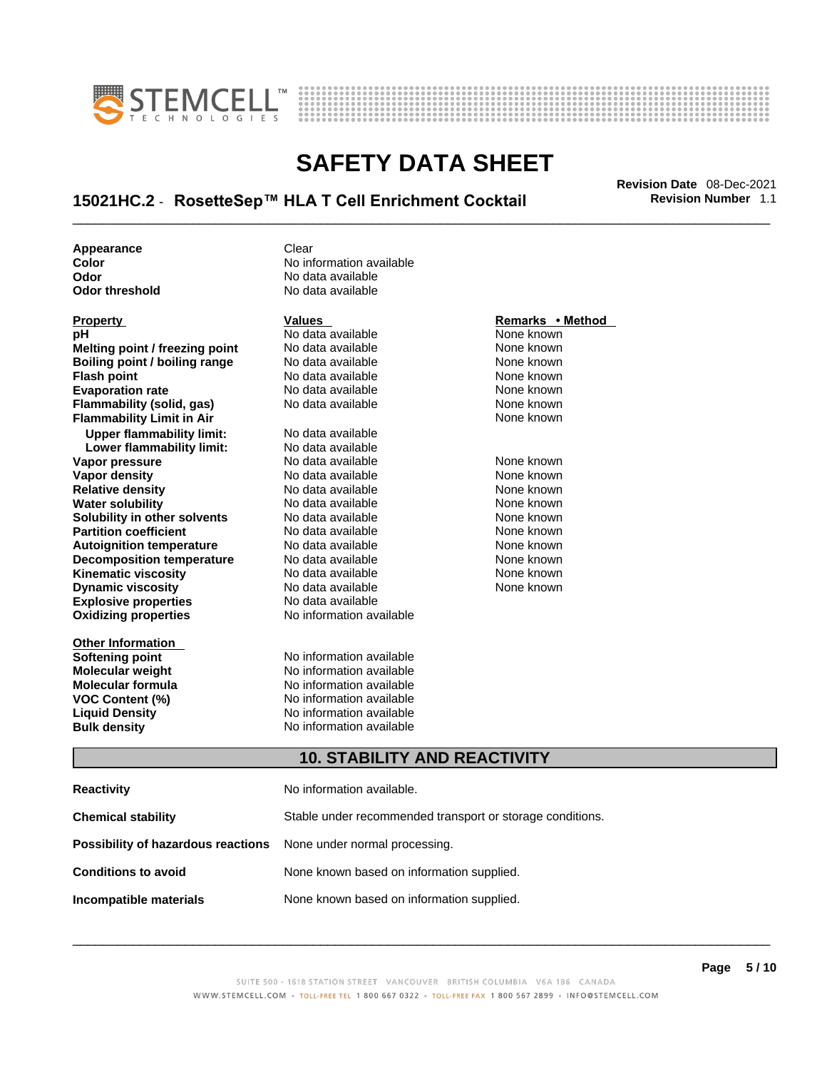| | |
|---|---|
| **Appearance** | Clear |
| **Color** | No information available |
| **Odor** | No data available |
| **Odor threshold** | No data available |

| Property | Values | Remarks • Method |
|---|---|---|
| **pH** | No data available | None known |
| **Melting point / freezing point** | No data available | None known |
| **Boiling point / boiling range** | No data available | None known |
| **Flash point** | No data available | None known |
| **Evaporation rate** | No data available | None known |
| **Flammability (solid, gas)** | No data available | None known |
| **Flammability Limit in Air** | | None known |
| **Upper flammability limit:** | No data available | |
| **Lower flammability limit:** | No data available | |
| **Vapor pressure** | No data available | None known |
| **Vapor density** | No data available | None known |
| **Relative density** | No data available | None known |
| **Water solubility** | No data available | None known |
| **Solubility in other solvents** | No data available | None known |
| **Partition coefficient** | No data available | None known |
| **Autoignition temperature** | No data available | None known |
| **Decomposition temperature** | No data available | None known |
| **Kinematic viscosity** | No data available | None known |
| **Dynamic viscosity** | No data available | None known |
| **Explosive properties** | No data available | |
| **Oxidizing properties** | No information available | |

| Other Information | |
|---|---|
| **Softening point** | No information available |
| **Molecular weight** | No information available |
| **Molecular formula** | No information available |
| **VOC Content (%)** | No information available |
| **Liquid Density** | No information available |
| **Bulk density** | No information available |

## 10. STABILITY AND REACTIVITY

| | |
|---|---|
| **Reactivity** | No information available. |
| **Chemical stability** | Stable under recommended transport or storage conditions. |
| **Possibility of hazardous reactions** | None under normal processing. |
| **Conditions to avoid** | None known based on information supplied. |
| **Incompatible materials** | None known based on information supplied. |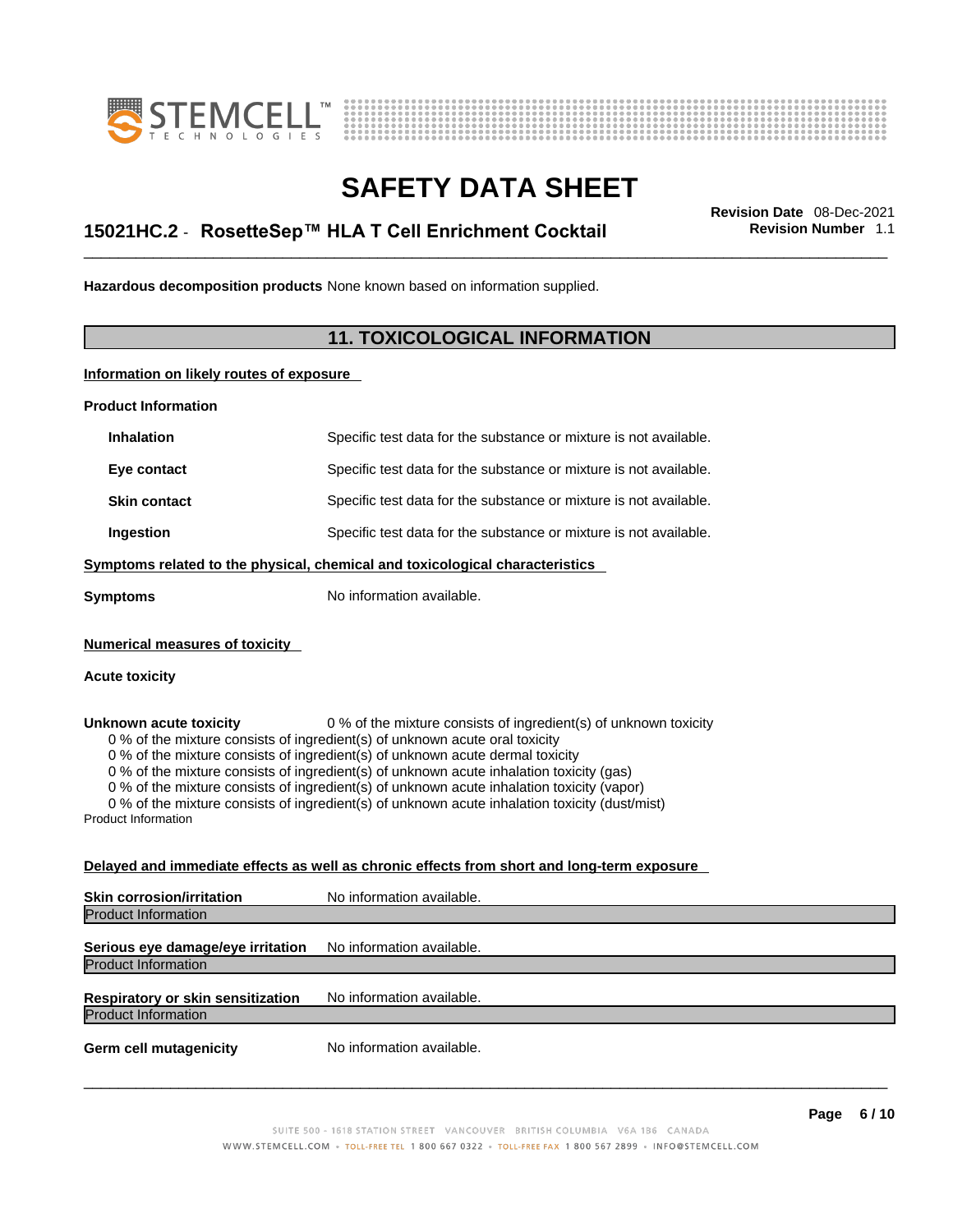**Hazardous decomposition products** None known based on information supplied.

## 11. TOXICOLOGICAL INFORMATION

**Information on likely routes of exposure**

**Product Information**

| | |
|---|---|
| **Inhalation** | Specific test data for the substance or mixture is not available. |
| **Eye contact** | Specific test data for the substance or mixture is not available. |
| **Skin contact** | Specific test data for the substance or mixture is not available. |
| **Ingestion** | Specific test data for the substance or mixture is not available. |

**Symptoms related to the physical, chemical and toxicological characteristics**

**Symptoms** No information available.

**Numerical measures of toxicity**

**Acute toxicity**

**Unknown acute toxicity** 0 % of the mixture consists of ingredient(s) of unknown toxicity

0 % of the mixture consists of ingredient(s) of unknown acute oral toxicity
0 % of the mixture consists of ingredient(s) of unknown acute dermal toxicity
0 % of the mixture consists of ingredient(s) of unknown acute inhalation toxicity (gas)
0 % of the mixture consists of ingredient(s) of unknown acute inhalation toxicity (vapor)
0 % of the mixture consists of ingredient(s) of unknown acute inhalation toxicity (dust/mist)

Product Information

**Delayed and immediate effects as well as chronic effects from short and long-term exposure**

**Skin corrosion/irritation** No information available.

Product Information

**Serious eye damage/eye irritation** No information available.

Product Information

**Respiratory or skin sensitization** No information available.

Product Information

**Germ cell mutagenicity** No information available.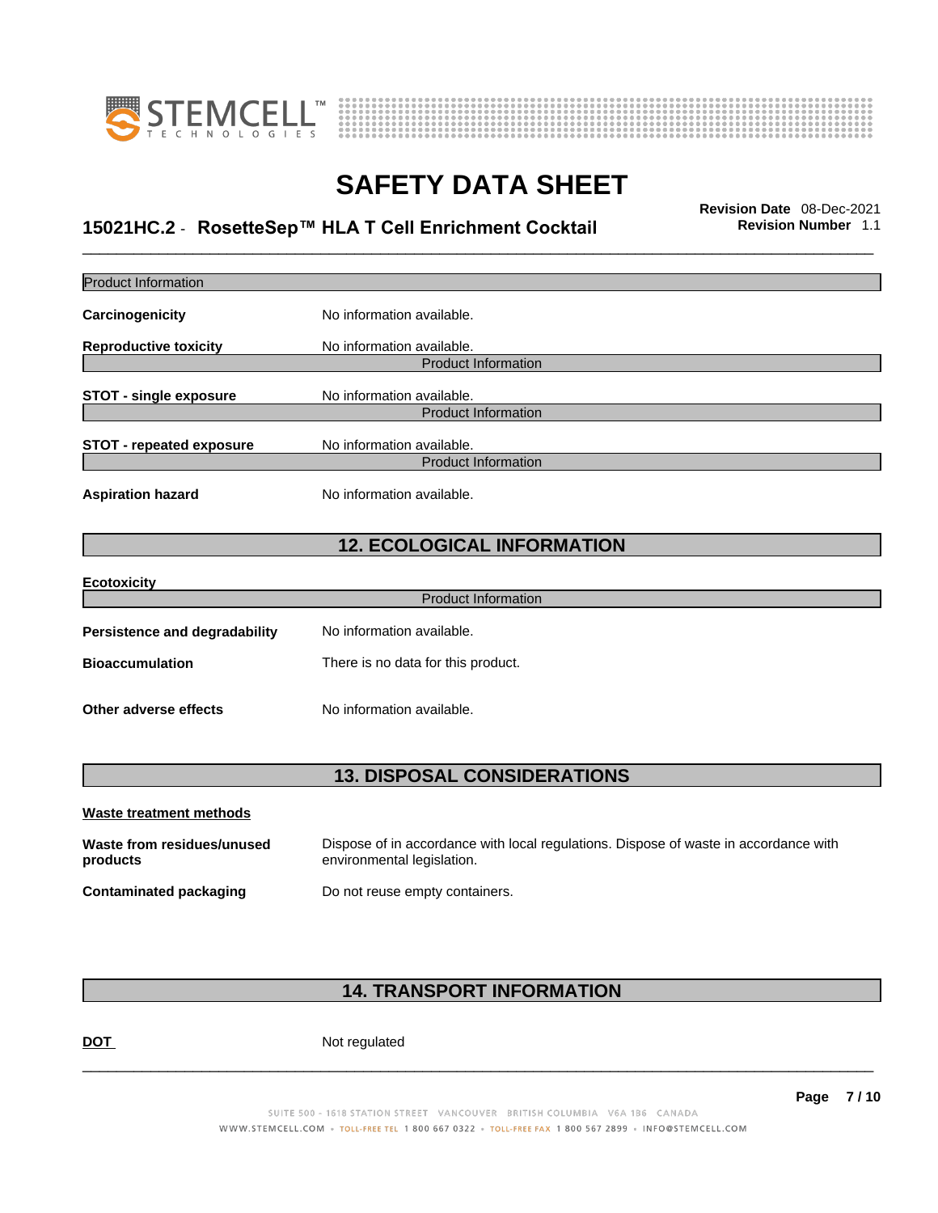**Product Information**

| | |
|---|---|
| **Carcinogenicity** | No information available. |
| **Reproductive toxicity** | No information available. |

**Product Information**

| | |
|---|---|
| **STOT - single exposure** | No information available. |

**Product Information**

| | |
|---|---|
| **STOT - repeated exposure** | No information available. |

**Product Information**

| | |
|---|---|
| **Aspiration hazard** | No information available. |

## 12. ECOLOGICAL INFORMATION

**Ecotoxicity**

**Product Information**

| | |
|---|---|
| **Persistence and degradability** | No information available. |
| **Bioaccumulation** | There is no data for this product. |
| **Other adverse effects** | No information available. |

## 13. DISPOSAL CONSIDERATIONS

**Waste treatment methods**

| | |
|---|---|
| **Waste from residues/unused products** | Dispose of in accordance with local regulations. Dispose of waste in accordance with environmental legislation. |
| **Contaminated packaging** | Do not reuse empty containers. |

## 14. TRANSPORT INFORMATION

| | |
|---|---|
| **DOT** | Not regulated |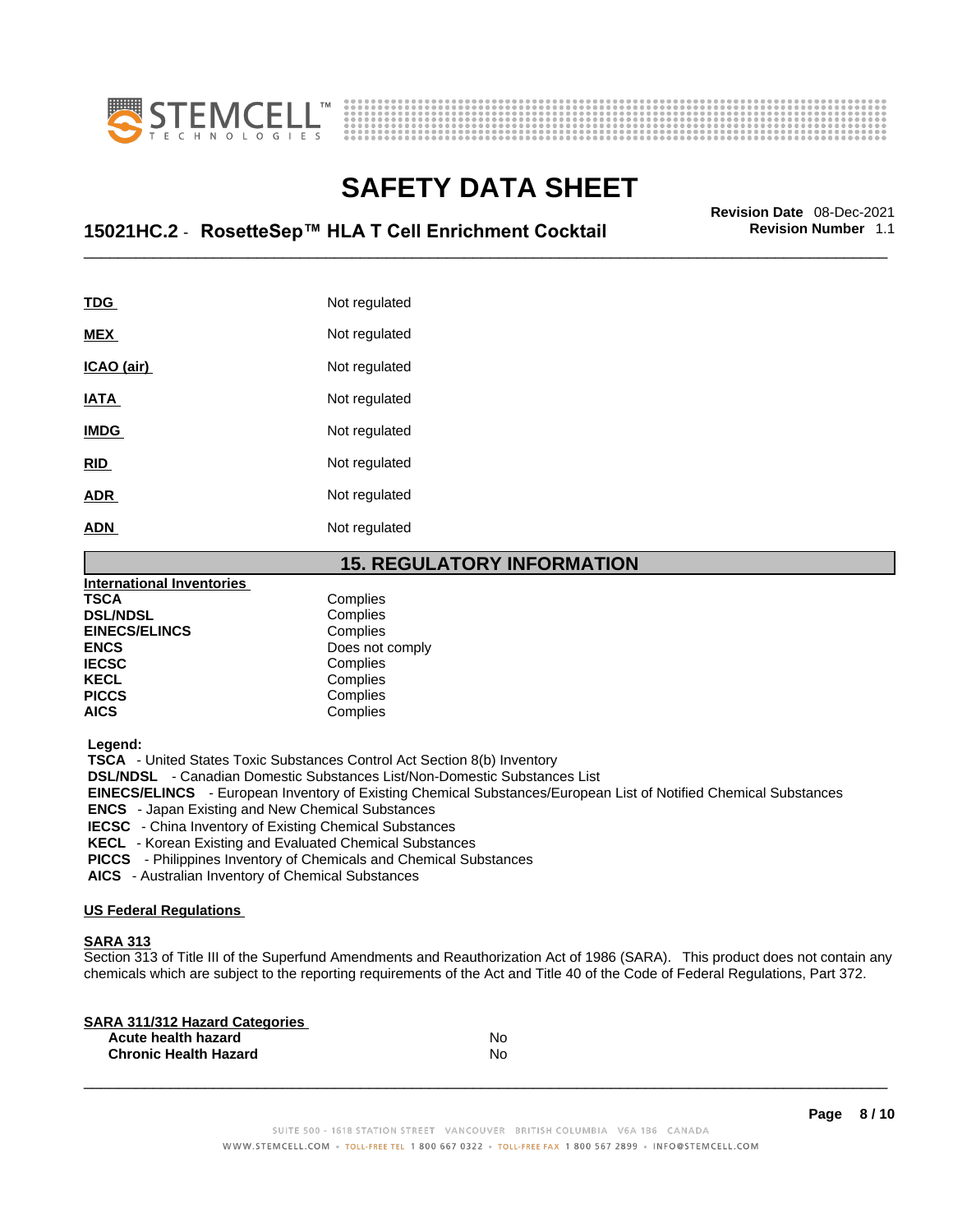| | |
|---|---|
| **TDG** | Not regulated |
| **MEX** | Not regulated |
| **ICAO (air)** | Not regulated |
| **IATA** | Not regulated |
| **IMDG** | Not regulated |
| **RID** | Not regulated |
| **ADR** | Not regulated |
| **ADN** | Not regulated |

## 15. REGULATORY INFORMATION

**International Inventories**

| | |
|---|---|
| **TSCA** | Complies |
| **DSL/NDSL** | Complies |
| **EINECS/ELINCS** | Complies |
| **ENCS** | Does not comply |
| **IECSC** | Complies |
| **KECL** | Complies |
| **PICCS** | Complies |
| **AICS** | Complies |

**Legend:**

**TSCA** - United States Toxic Substances Control Act Section 8(b) Inventory
**DSL/NDSL** - Canadian Domestic Substances List/Non-Domestic Substances List
**EINECS/ELINCS** - European Inventory of Existing Chemical Substances/European List of Notified Chemical Substances
**ENCS** - Japan Existing and New Chemical Substances
**IECSC** - China Inventory of Existing Chemical Substances
**KECL** - Korean Existing and Evaluated Chemical Substances
**PICCS** - Philippines Inventory of Chemicals and Chemical Substances
**AICS** - Australian Inventory of Chemical Substances

**US Federal Regulations**

**SARA 313**
Section 313 of Title III of the Superfund Amendments and Reauthorization Act of 1986 (SARA). This product does not contain any chemicals which are subject to the reporting requirements of the Act and Title 40 of the Code of Federal Regulations, Part 372.

**SARA 311/312 Hazard Categories**

| | |
|---|---|
| **Acute health hazard** | No |
| **Chronic Health Hazard** | No |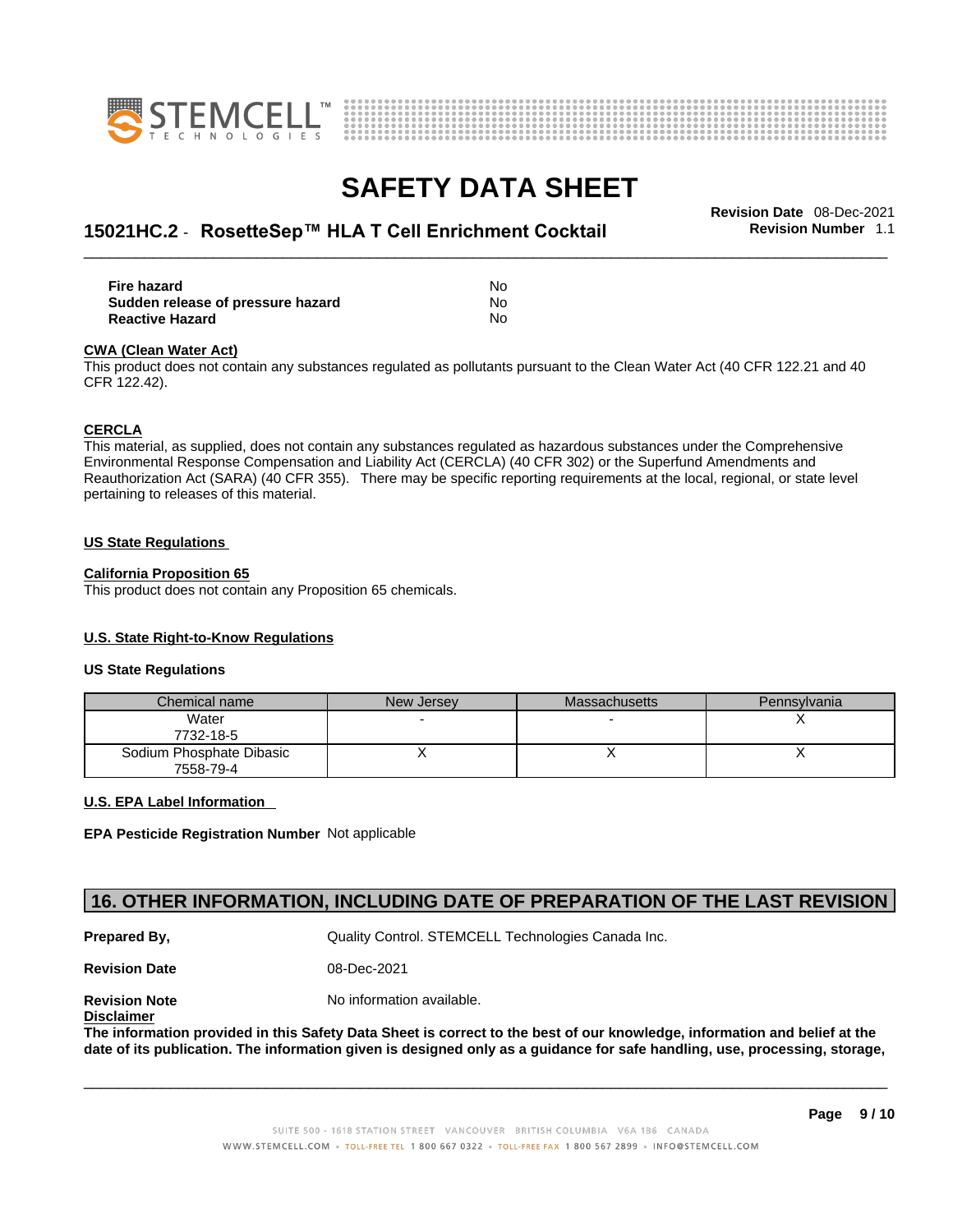| | |
|---|---|
| **Fire hazard** | No |
| **Sudden release of pressure hazard** | No |
| **Reactive Hazard** | No |

**CWA (Clean Water Act)**

This product does not contain any substances regulated as pollutants pursuant to the Clean Water Act (40 CFR 122.21 and 40 CFR 122.42).

**CERCLA**

This material, as supplied, does not contain any substances regulated as hazardous substances under the Comprehensive Environmental Response Compensation and Liability Act (CERCLA) (40 CFR 302) or the Superfund Amendments and Reauthorization Act (SARA) (40 CFR 355). There may be specific reporting requirements at the local, regional, or state level pertaining to releases of this material.

**US State Regulations**

**California Proposition 65**

This product does not contain any Proposition 65 chemicals.

**U.S. State Right-to-Know Regulations**

**US State Regulations**

| Chemical name | New Jersey | Massachusetts | Pennsylvania |
|---|---|---|---|
| Water<br>7732-18-5 | - | - | X |
| Sodium Phosphate Dibasic<br>7558-79-4 | X | X | X |

**U.S. EPA Label Information**

**EPA Pesticide Registration Number** Not applicable

## 16. OTHER INFORMATION, INCLUDING DATE OF PREPARATION OF THE LAST REVISION

**Prepared By,** Quality Control. STEMCELL Technologies Canada Inc.

**Revision Date** 08-Dec-2021

**Revision Note** No information available.

**Disclaimer**

**The information provided in this Safety Data Sheet is correct to the best of our knowledge, information and belief at the date of its publication. The information given is designed only as a guidance for safe handling, use, processing, storage,**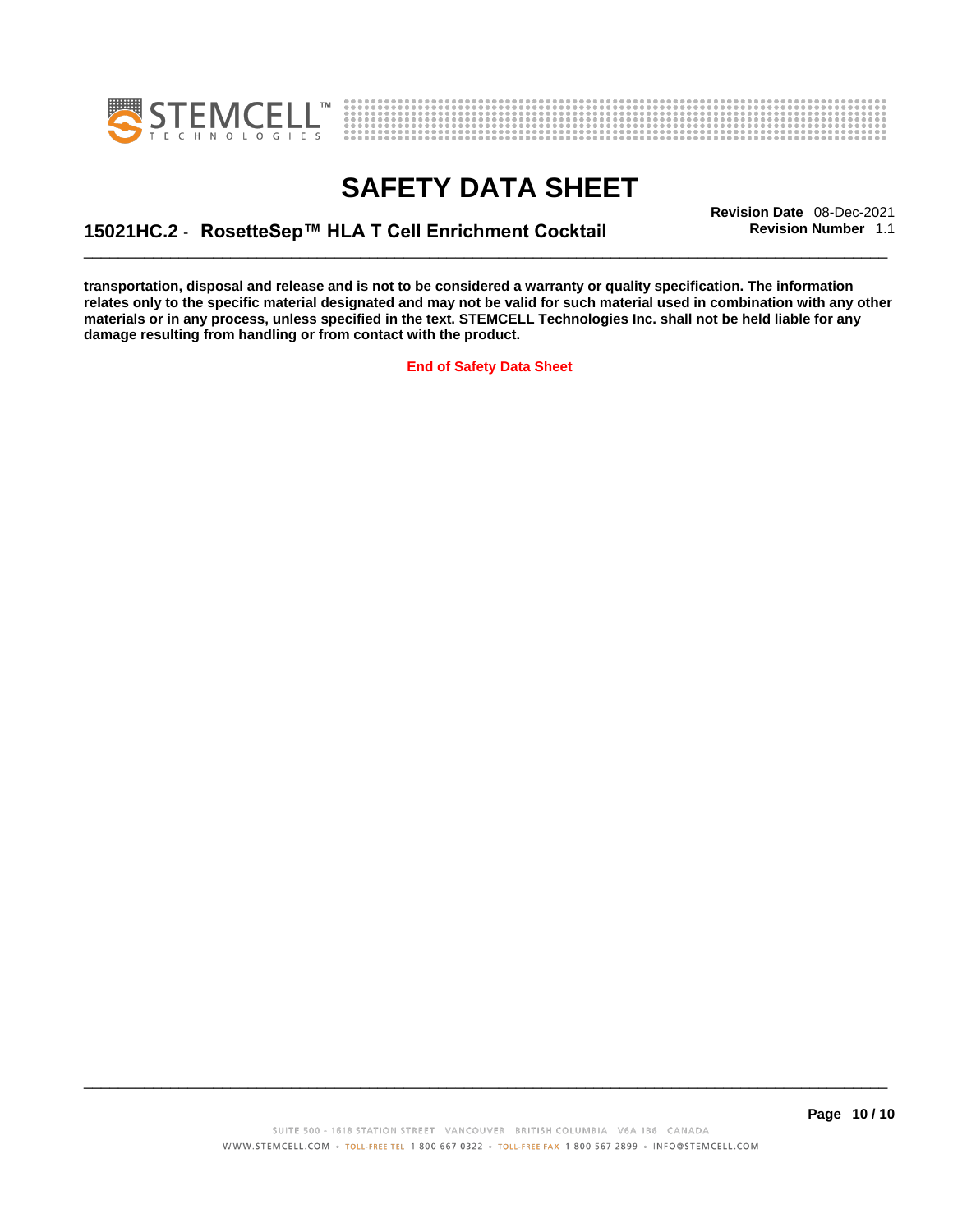**transportation, disposal and release and is not to be considered a warranty or quality specification. The information relates only to the specific material designated and may not be valid for such material used in combination with any other materials or in any process, unless specified in the text. STEMCELL Technologies Inc. shall not be held liable for any damage resulting from handling or from contact with the product.**

**End of Safety Data Sheet**